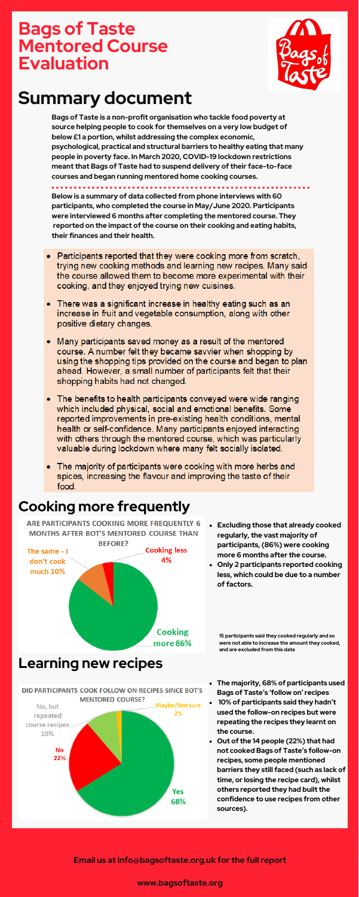# Bags of Taste Mentored Course Evaluation

# Summary document

**Bags of Taste is a non-profit organisation who tackle food poverty at source helping people to cook for themselves on a very low budget of below £1 a portion, whilst addressing the complex economic, psychological, practical and structural barriers to healthy eating that many people in poverty face. In March 2020, COVID-19 lockdown restrictions meant that Bags of Taste had to suspend delivery of their face-to-face courses and began running mentored home cooking courses.**

**Below is a summary of data collected from phone interviews with 60 participants, who completed the course in May/June 2020. Participants were interviewed 6 months after completing the mentored course. They reported on the impact of the course on their cooking and eating habits, their finances and their health.**

- Participants reported that they were cooking more from scratch, trying new cooking methods and learning new recipes. Many said the course allowed them to become more experimental with their cooking, and they enjoyed trying new cuisines.
- There was a significant increase in healthy eating such as an increase in fruit and vegetable consumption, along with other positive dietary changes.
- Many participants saved money as a result of the mentored course. A number felt they became savvier when shopping by using the shopping tips provided on the course and began to plan ahead. However, a small number of participants felt that their shopping habits had not changed.
- The benefits to health participants conveyed were wide ranging which included physical, social and emotional benefits. Some reported improvements in pre-existing health conditions, mental health or self-confidence. Many participants enjoyed interacting with others through the mentored course, which was particularly valuable during lockdown where many felt socially isolated.
- The majority of participants were cooking with more herbs and spices, increasing the flavour and improving the taste of their food.

## Cooking more frequently

**ARE PARTICIPANTS COOKING MORE FREQUENTLY 6 MONTHS AFTER BOT'S MENTORED COURSE THAN BEFORE?**

| Response | Percentage |
|---|---|
| Cooking more | 86% |
| The same - I don't cook much | 10% |
| Cooking less | 4% |

- **Excluding those that already cooked regularly, the vast majority of participants, (86%) were cooking more 6 months after the course.**
- **Only 2 participants reported cooking less, which could be due to a number of factors.**

**15 participants said they cooked regularly and so were not able to increase the amount they cooked, and are excluded from this data**

## Learning new recipes

**DID PARTICIPANTS COOK FOLLOW ON RECIPES SINCE BOT'S MENTORED COURSE?**

| Response | Percentage |
|---|---|
| Yes | 68% |
| No | 22% |
| No, but repeated course recipes | 10% |
| Maybe/Not sure | 2% |

- **The majority, 68% of participants used Bags of Taste's 'follow on' recipes**
- **10% of participants said they hadn't used the follow-on recipes but were repeating the recipes they learnt on the course.**
- **Out of the 14 people (22%) that had not cooked Bags of Taste's follow-on recipes, some people mentioned barriers they still faced (such as lack of time, or losing the recipe card), whilst others reported they had built the confidence to use recipes from other sources).**

**Email us at info@bagsoftaste.org.uk for the full report**

**www.bagsoftaste.org**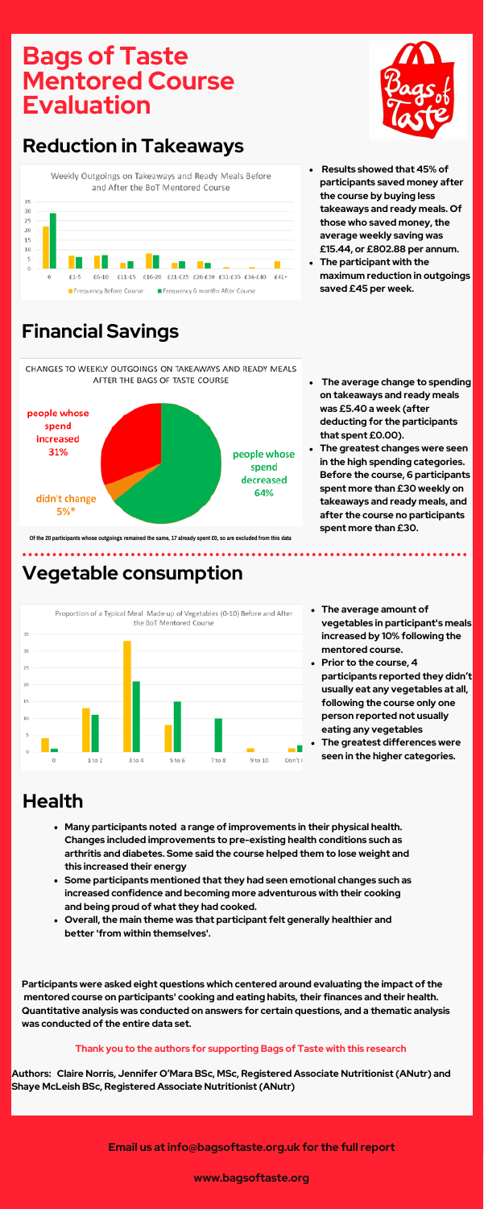# Bags of Taste Mentored Course Evaluation

## Reduction in Takeaways

Weekly Outgoings on Takeaways and Ready Meals Before and After the BoT Mentored Course

35
30
25
20
15
10
5
0

0 £1-5 £6-10 £11-15 £16-20 £21-£25 £26-£30 £31-£35 £36-£40 £41+

Frequency Before Course
Frequency 6 months After Course

- **Results showed that 45% of participants saved money after the course by buying less takeaways and ready meals. Of those who saved money, the average weekly saving was £15.44, or £802.88 per annum.**
- **The participant with the maximum reduction in outgoings saved £45 per week.**

## Financial Savings

CHANGES TO WEEKLY OUTGOINGS ON TAKEAWAYS AND READY MEALS AFTER THE BAGS OF TASTE COURSE

people whose spend increased 31%

people whose spend decreased 64%

didn't change 5%*

Of the 20 participants whose outgoings remained the same, 17 already spent £0, so are excluded from this data

- **The average change to spending on takeaways and ready meals was £5.40 a week (after deducting for the participants that spent £0.00).**
- **The greatest changes were seen in the high spending categories. Before the course, 6 participants spent more than £30 weekly on takeaways and ready meals, and after the course no participants spent more than £30.**

## Vegetable consumption

Proportion of a Typical Meal Made up of Vegetables (0-10) Before and After the BoT Mentored Course

35
30
25
20
15
10
5
0

0 1 to 2 3 to 4 5 to 6 7 to 8 9 to 10 Don't k

- **The average amount of vegetables in participant's meals increased by 10% following the mentored course.**
- **Prior to the course, 4 participants reported they didn't usually eat any vegetables at all, following the course only one person reported not usually eating any vegetables**
- **The greatest differences were seen in the higher categories.**

## Health

- **Many participants noted a range of improvements in their physical health. Changes included improvements to pre-existing health conditions such as arthritis and diabetes. Some said the course helped them to lose weight and this increased their energy**
- **Some participants mentioned that they had seen emotional changes such as increased confidence and becoming more adventurous with their cooking and being proud of what they had cooked.**
- **Overall, the main theme was that participant felt generally healthier and better 'from within themselves'.**

**Participants were asked eight questions which centered around evaluating the impact of the mentored course on participants' cooking and eating habits, their finances and their health. Quantitative analysis was conducted on answers for certain questions, and a thematic analysis was conducted of the entire data set.**

**Thank you to the authors for supporting Bags of Taste with this research**

**Authors: Claire Norris, Jennifer O'Mara BSc, MSc, Registered Associate Nutritionist (ANutr) and Shaye McLeish BSc, Registered Associate Nutritionist (ANutr)**

**Email us at info@bagsoftaste.org.uk for the full report**

**www.bagsoftaste.org**